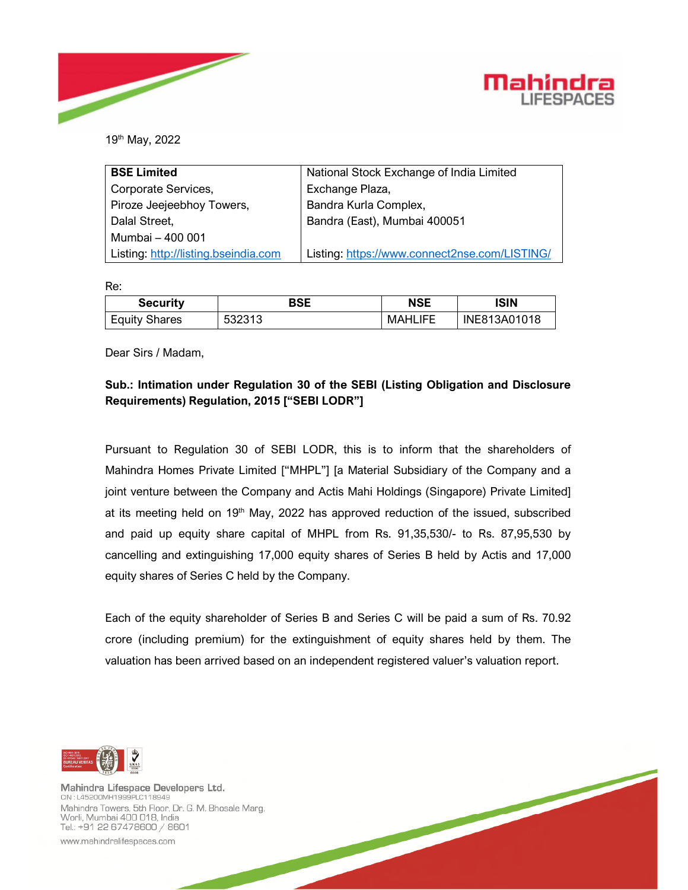19th May, 2022

| **BSE Limited** | National Stock Exchange of India Limited |
|---|---|
| Corporate Services, | Exchange Plaza, |
| Piroze Jeejeebhoy Towers, | Bandra Kurla Complex, |
| Dalal Street, | Bandra (East), Mumbai 400051 |
| Mumbai – 400 001 | |
| Listing: http://listing.bseindia.com | Listing: https://www.connect2nse.com/LISTING/ |

Re:

| Security | BSE | NSE | ISIN |
|---|---|---|---|
| Equity Shares | 532313 | MAHLIFE | INE813A01018 |

Dear Sirs / Madam,

**Sub.: Intimation under Regulation 30 of the SEBI (Listing Obligation and Disclosure Requirements) Regulation, 2015 ["SEBI LODR"]**

Pursuant to Regulation 30 of SEBI LODR, this is to inform that the shareholders of Mahindra Homes Private Limited ["MHPL"] [a Material Subsidiary of the Company and a joint venture between the Company and Actis Mahi Holdings (Singapore) Private Limited] at its meeting held on 19th May, 2022 has approved reduction of the issued, subscribed and paid up equity share capital of MHPL from Rs. 91,35,530/- to Rs. 87,95,530 by cancelling and extinguishing 17,000 equity shares of Series B held by Actis and 17,000 equity shares of Series C held by the Company.

Each of the equity shareholder of Series B and Series C will be paid a sum of Rs. 70.92 crore (including premium) for the extinguishment of equity shares held by them. The valuation has been arrived based on an independent registered valuer's valuation report.

Mahindra Lifespace Developers Ltd.
CIN : L45200MH1999PLC118949
Mahindra Towers, 5th Floor, Dr. G. M. Bhosale Marg,
Worli, Mumbai 400 018, India
Tel.: +91 22 67478600 / 8601
www.mahindralifespaces.com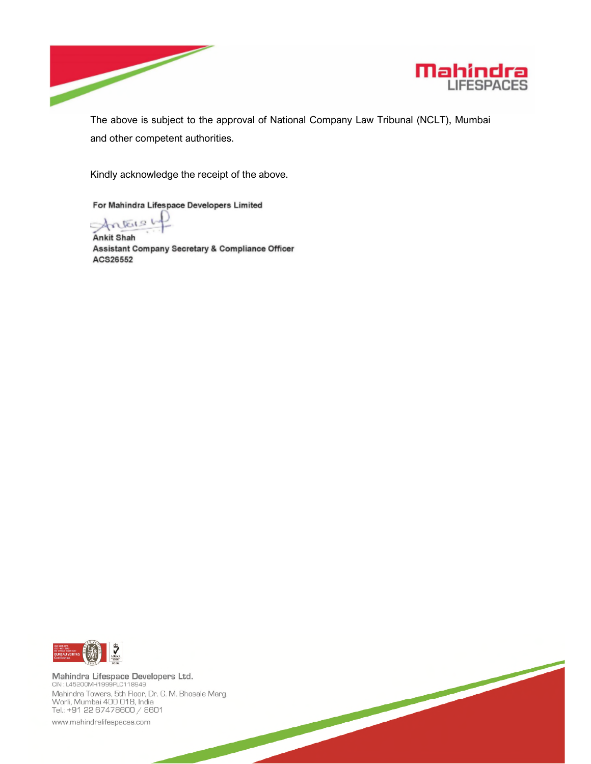The above is subject to the approval of National Company Law Tribunal (NCLT), Mumbai and other competent authorities.

Kindly acknowledge the receipt of the above.

**For Mahindra Lifespace Developers Limited**

**Ankit Shah**
**Assistant Company Secretary & Compliance Officer**
**ACS26552**

Mahindra Lifespace Developers Ltd.
CIN : L45200MH1999PLC118949
Mahindra Towers, 5th Floor, Dr. G. M. Bhosale Marg,
Worli, Mumbai 400 018, India
Tel.: +91 22 67478600 / 8601
www.mahindralifespaces.com